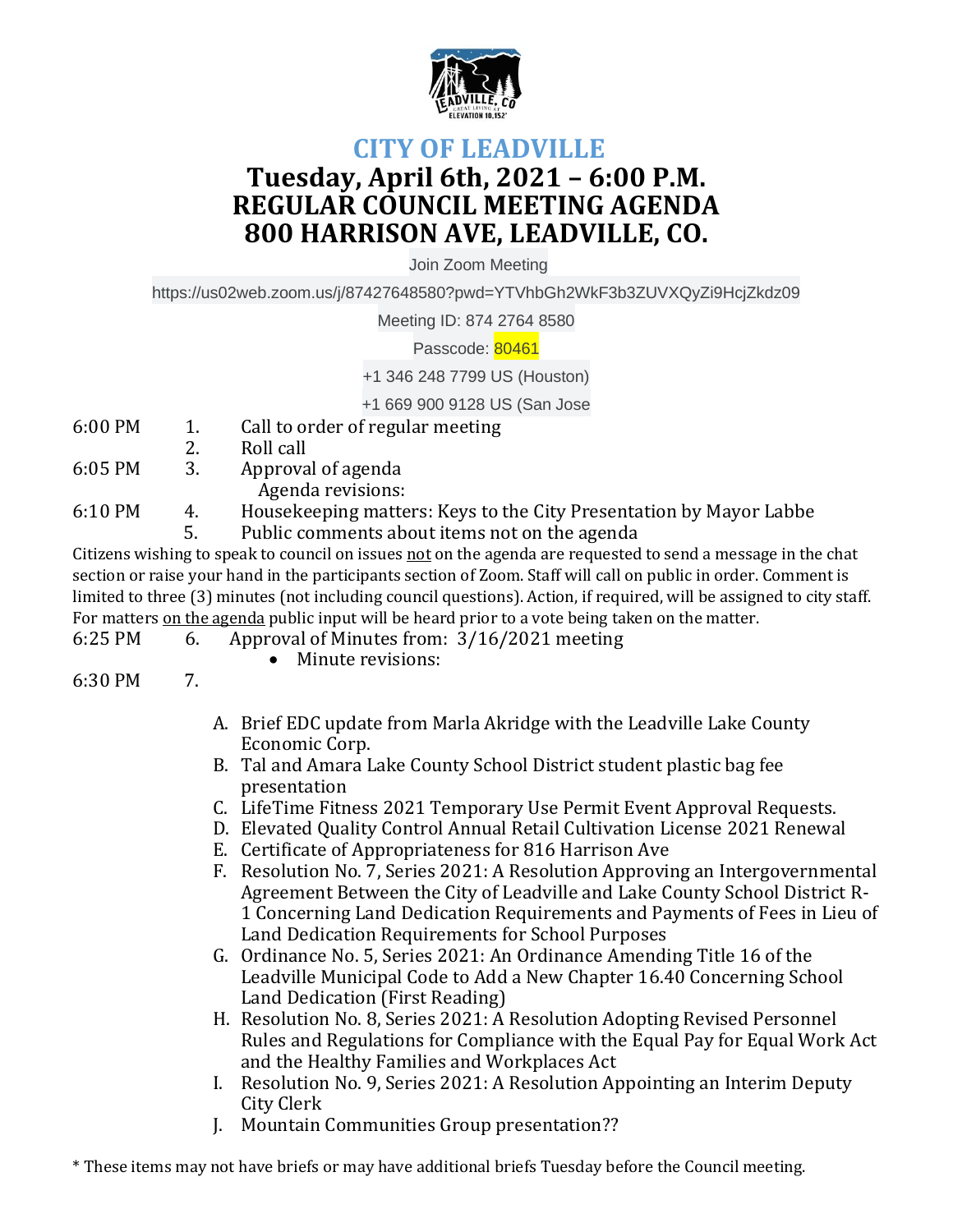# CITY OF LEADVILLE

## Tuesday, April 6th, 2021 – 6:00 P.M.
## REGULAR COUNCIL MEETING AGENDA
## 800 HARRISON AVE, LEADVILLE, CO.

Join Zoom Meeting

https://us02web.zoom.us/j/87427648580?pwd=YTVhbGh2WkF3b3ZUVXQyZi9HcjZkdz09

Meeting ID: 874 2764 8580

Passcode: 80461

+1 346 248 7799 US (Houston)

+1 669 900 9128 US (San Jose

6:00 PM 1. Call to order of regular meeting

2. Roll call

6:05 PM 3. Approval of agenda

Agenda revisions:

6:10 PM 4. Housekeeping matters: Keys to the City Presentation by Mayor Labbe

5. Public comments about items not on the agenda

Citizens wishing to speak to council on issues not on the agenda are requested to send a message in the chat section or raise your hand in the participants section of Zoom. Staff will call on public in order. Comment is limited to three (3) minutes (not including council questions). Action, if required, will be assigned to city staff. For matters on the agenda public input will be heard prior to a vote being taken on the matter.

6:25 PM 6. Approval of Minutes from: 3/16/2021 meeting

- Minute revisions:

6:30 PM 7.

A. Brief EDC update from Marla Akridge with the Leadville Lake County Economic Corp.
B. Tal and Amara Lake County School District student plastic bag fee presentation
C. LifeTime Fitness 2021 Temporary Use Permit Event Approval Requests.
D. Elevated Quality Control Annual Retail Cultivation License 2021 Renewal
E. Certificate of Appropriateness for 816 Harrison Ave
F. Resolution No. 7, Series 2021: A Resolution Approving an Intergovernmental Agreement Between the City of Leadville and Lake County School District R-1 Concerning Land Dedication Requirements and Payments of Fees in Lieu of Land Dedication Requirements for School Purposes
G. Ordinance No. 5, Series 2021: An Ordinance Amending Title 16 of the Leadville Municipal Code to Add a New Chapter 16.40 Concerning School Land Dedication (First Reading)
H. Resolution No. 8, Series 2021: A Resolution Adopting Revised Personnel Rules and Regulations for Compliance with the Equal Pay for Equal Work Act and the Healthy Families and Workplaces Act
I. Resolution No. 9, Series 2021: A Resolution Appointing an Interim Deputy City Clerk
J. Mountain Communities Group presentation??

* These items may not have briefs or may have additional briefs Tuesday before the Council meeting.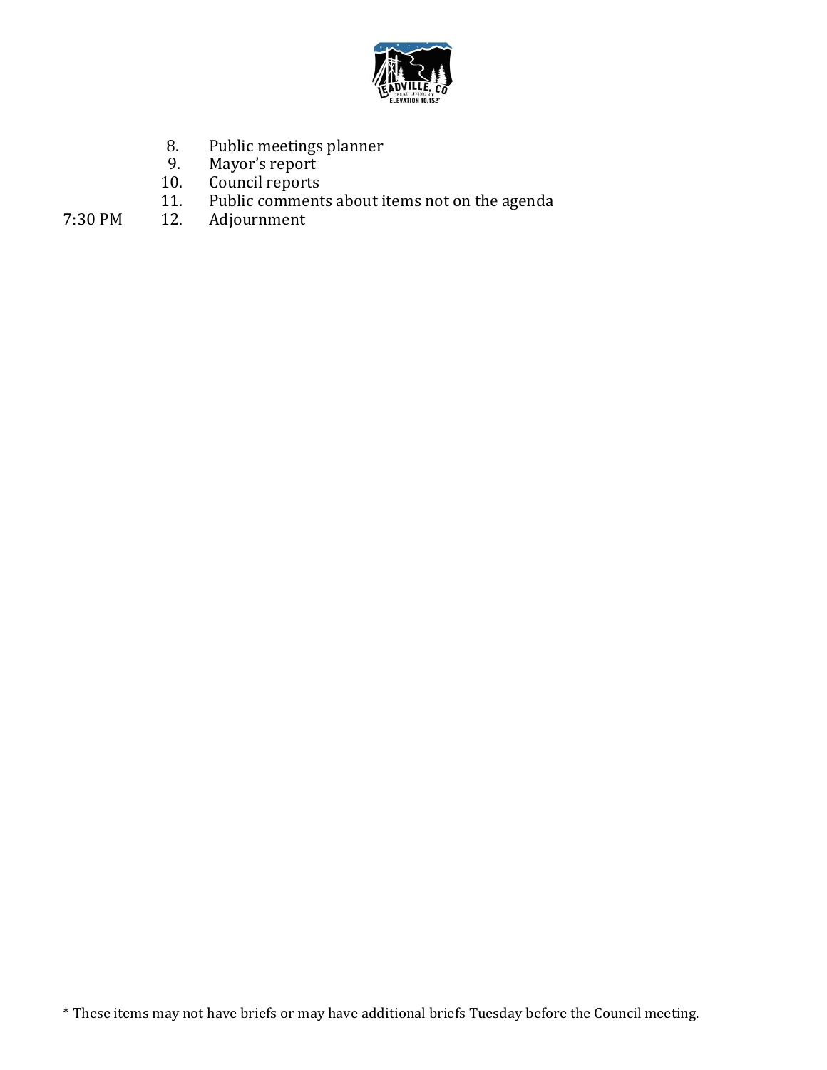8. Public meetings planner
9. Mayor's report
10. Council reports
11. Public comments about items not on the agenda

7:30 PM 12. Adjournment

* These items may not have briefs or may have additional briefs Tuesday before the Council meeting.